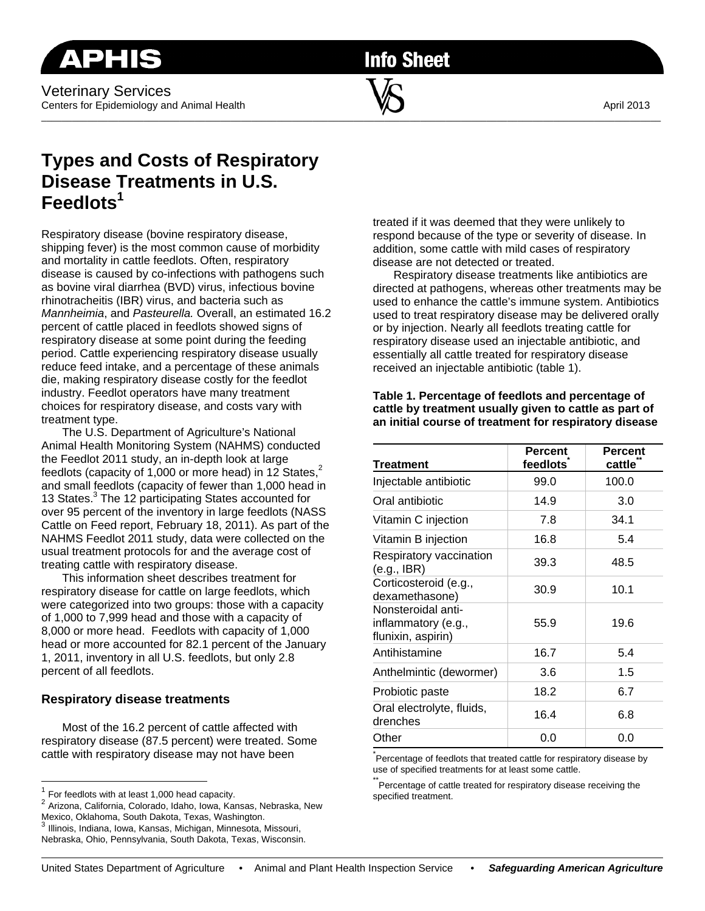APHIS

Info Sheet

Veterinary Services
Centers for Epidemiology and Animal Health

April 2013

# Types and Costs of Respiratory Disease Treatments in U.S. Feedlots[1]

Respiratory disease (bovine respiratory disease, shipping fever) is the most common cause of morbidity and mortality in cattle feedlots. Often, respiratory disease is caused by co-infections with pathogens such as bovine viral diarrhea (BVD) virus, infectious bovine rhinotracheitis (IBR) virus, and bacteria such as *Mannheimia*, and *Pasteurella.* Overall, an estimated 16.2 percent of cattle placed in feedlots showed signs of respiratory disease at some point during the feeding period. Cattle experiencing respiratory disease usually reduce feed intake, and a percentage of these animals die, making respiratory disease costly for the feedlot industry. Feedlot operators have many treatment choices for respiratory disease, and costs vary with treatment type.

The U.S. Department of Agriculture's National Animal Health Monitoring System (NAHMS) conducted the Feedlot 2011 study, an in-depth look at large feedlots (capacity of 1,000 or more head) in 12 States,[2] and small feedlots (capacity of fewer than 1,000 head in 13 States.[3] The 12 participating States accounted for over 95 percent of the inventory in large feedlots (NASS Cattle on Feed report, February 18, 2011). As part of the NAHMS Feedlot 2011 study, data were collected on the usual treatment protocols for and the average cost of treating cattle with respiratory disease.

This information sheet describes treatment for respiratory disease for cattle on large feedlots, which were categorized into two groups: those with a capacity of 1,000 to 7,999 head and those with a capacity of 8,000 or more head. Feedlots with capacity of 1,000 head or more accounted for 82.1 percent of the January 1, 2011, inventory in all U.S. feedlots, but only 2.8 percent of all feedlots.

## Respiratory disease treatments

Most of the 16.2 percent of cattle affected with respiratory disease (87.5 percent) were treated. Some cattle with respiratory disease may not have been treated if it was deemed that they were unlikely to respond because of the type or severity of disease. In addition, some cattle with mild cases of respiratory disease are not detected or treated.

Respiratory disease treatments like antibiotics are directed at pathogens, whereas other treatments may be used to enhance the cattle's immune system. Antibiotics used to treat respiratory disease may be delivered orally or by injection. Nearly all feedlots treating cattle for respiratory disease used an injectable antibiotic, and essentially all cattle treated for respiratory disease received an injectable antibiotic (table 1).

**Table 1. Percentage of feedlots and percentage of cattle by treatment usually given to cattle as part of an initial course of treatment for respiratory disease**

| Treatment | Percent feedlots* | Percent cattle** |
|---|---|---|
| Injectable antibiotic | 99.0 | 100.0 |
| Oral antibiotic | 14.9 | 3.0 |
| Vitamin C injection | 7.8 | 34.1 |
| Vitamin B injection | 16.8 | 5.4 |
| Respiratory vaccination (e.g., IBR) | 39.3 | 48.5 |
| Corticosteroid (e.g., dexamethasone) | 30.9 | 10.1 |
| Nonsteroidal anti-inflammatory (e.g., flunixin, aspirin) | 55.9 | 19.6 |
| Antihistamine | 16.7 | 5.4 |
| Anthelmintic (dewormer) | 3.6 | 1.5 |
| Probiotic paste | 18.2 | 6.7 |
| Oral electrolyte, fluids, drenches | 16.4 | 6.8 |
| Other | 0.0 | 0.0 |

*Percentage of feedlots that treated cattle for respiratory disease by use of specified treatments for at least some cattle.

**Percentage of cattle treated for respiratory disease receiving the specified treatment.

[1] For feedlots with at least 1,000 head capacity.
[2] Arizona, California, Colorado, Idaho, Iowa, Kansas, Nebraska, New Mexico, Oklahoma, South Dakota, Texas, Washington.
[3] Illinois, Indiana, Iowa, Kansas, Michigan, Minnesota, Missouri, Nebraska, Ohio, Pennsylvania, South Dakota, Texas, Wisconsin.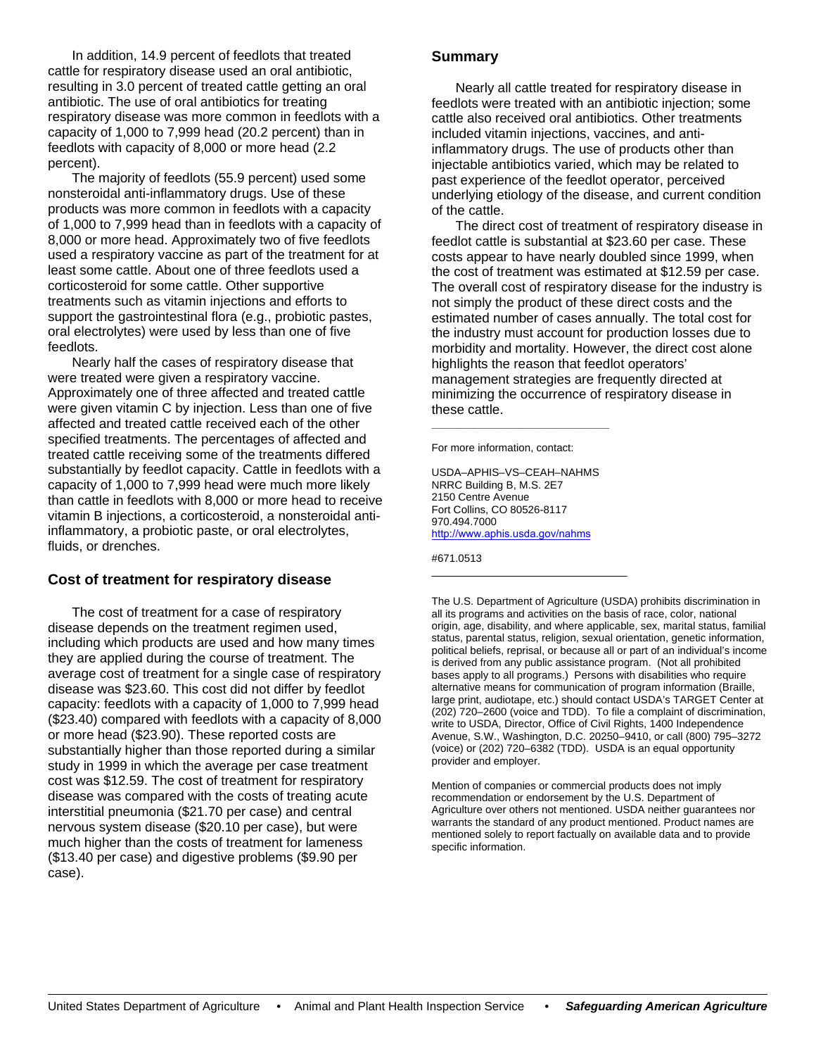In addition, 14.9 percent of feedlots that treated cattle for respiratory disease used an oral antibiotic, resulting in 3.0 percent of treated cattle getting an oral antibiotic. The use of oral antibiotics for treating respiratory disease was more common in feedlots with a capacity of 1,000 to 7,999 head (20.2 percent) than in feedlots with capacity of 8,000 or more head (2.2 percent).

The majority of feedlots (55.9 percent) used some nonsteroidal anti-inflammatory drugs. Use of these products was more common in feedlots with a capacity of 1,000 to 7,999 head than in feedlots with a capacity of 8,000 or more head. Approximately two of five feedlots used a respiratory vaccine as part of the treatment for at least some cattle. About one of three feedlots used a corticosteroid for some cattle. Other supportive treatments such as vitamin injections and efforts to support the gastrointestinal flora (e.g., probiotic pastes, oral electrolytes) were used by less than one of five feedlots.

Nearly half the cases of respiratory disease that were treated were given a respiratory vaccine. Approximately one of three affected and treated cattle were given vitamin C by injection. Less than one of five affected and treated cattle received each of the other specified treatments. The percentages of affected and treated cattle receiving some of the treatments differed substantially by feedlot capacity. Cattle in feedlots with a capacity of 1,000 to 7,999 head were much more likely than cattle in feedlots with 8,000 or more head to receive vitamin B injections, a corticosteroid, a nonsteroidal anti-inflammatory, a probiotic paste, or oral electrolytes, fluids, or drenches.

### Cost of treatment for respiratory disease

The cost of treatment for a case of respiratory disease depends on the treatment regimen used, including which products are used and how many times they are applied during the course of treatment. The average cost of treatment for a single case of respiratory disease was $23.60. This cost did not differ by feedlot capacity: feedlots with a capacity of 1,000 to 7,999 head ($23.40) compared with feedlots with a capacity of 8,000 or more head ($23.90). These reported costs are substantially higher than those reported during a similar study in 1999 in which the average per case treatment cost was $12.59. The cost of treatment for respiratory disease was compared with the costs of treating acute interstitial pneumonia ($21.70 per case) and central nervous system disease ($20.10 per case), but were much higher than the costs of treatment for lameness ($13.40 per case) and digestive problems ($9.90 per case).

### Summary

Nearly all cattle treated for respiratory disease in feedlots were treated with an antibiotic injection; some cattle also received oral antibiotics. Other treatments included vitamin injections, vaccines, and anti-inflammatory drugs. The use of products other than injectable antibiotics varied, which may be related to past experience of the feedlot operator, perceived underlying etiology of the disease, and current condition of the cattle.

The direct cost of treatment of respiratory disease in feedlot cattle is substantial at $23.60 per case. These costs appear to have nearly doubled since 1999, when the cost of treatment was estimated at $12.59 per case. The overall cost of respiratory disease for the industry is not simply the product of these direct costs and the estimated number of cases annually. The total cost for the industry must account for production losses due to morbidity and mortality. However, the direct cost alone highlights the reason that feedlot operators' management strategies are frequently directed at minimizing the occurrence of respiratory disease in these cattle.

---

For more information, contact:

USDA–APHIS–VS–CEAH–NAHMS
NRRC Building B, M.S. 2E7
2150 Centre Avenue
Fort Collins, CO 80526-8117
970.494.7000
http://www.aphis.usda.gov/nahms

#671.0513

---

The U.S. Department of Agriculture (USDA) prohibits discrimination in all its programs and activities on the basis of race, color, national origin, age, disability, and where applicable, sex, marital status, familial status, parental status, religion, sexual orientation, genetic information, political beliefs, reprisal, or because all or part of an individual's income is derived from any public assistance program. (Not all prohibited bases apply to all programs.) Persons with disabilities who require alternative means for communication of program information (Braille, large print, audiotape, etc.) should contact USDA's TARGET Center at (202) 720–2600 (voice and TDD). To file a complaint of discrimination, write to USDA, Director, Office of Civil Rights, 1400 Independence Avenue, S.W., Washington, D.C. 20250–9410, or call (800) 795–3272 (voice) or (202) 720–6382 (TDD). USDA is an equal opportunity provider and employer.

Mention of companies or commercial products does not imply recommendation or endorsement by the U.S. Department of Agriculture over others not mentioned. USDA neither guarantees nor warrants the standard of any product mentioned. Product names are mentioned solely to report factually on available data and to provide specific information.